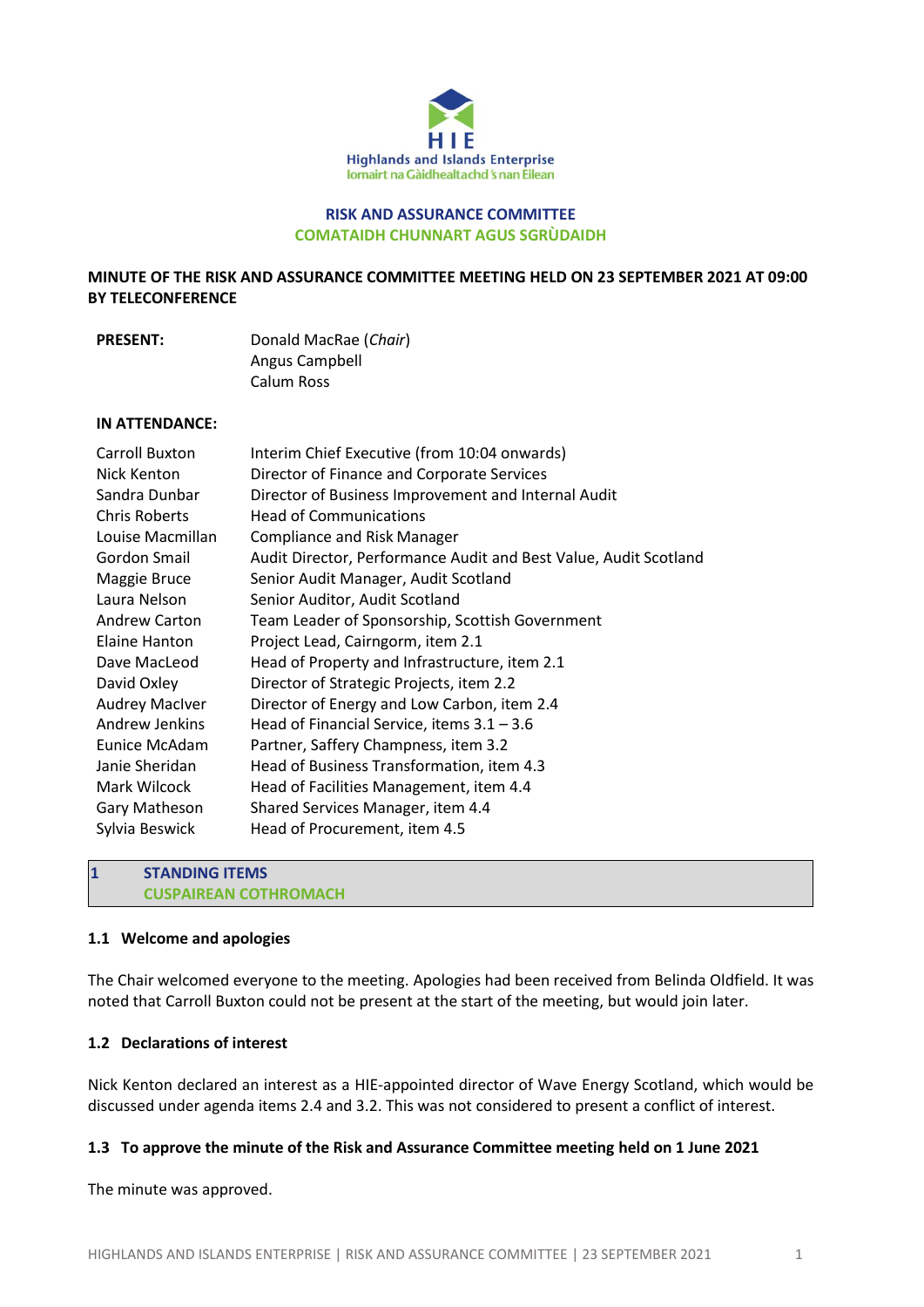HIE
Highlands and Islands Enterprise
Iomairt na Gàidhealtachd 's nan Eilean

**RISK AND ASSURANCE COMMITTEE**
**COMATAIDH CHUNNART AGUS SGRÙDAIDH**

**MINUTE OF THE RISK AND ASSURANCE COMMITTEE MEETING HELD ON 23 SEPTEMBER 2021 AT 09:00 BY TELECONFERENCE**

| | |
|---|---|
| **PRESENT:** | Donald MacRae (*Chair*) |
| | Angus Campbell |
| | Calum Ross |

**IN ATTENDANCE:**

| | |
|---|---|
| Carroll Buxton | Interim Chief Executive (from 10:04 onwards) |
| Nick Kenton | Director of Finance and Corporate Services |
| Sandra Dunbar | Director of Business Improvement and Internal Audit |
| Chris Roberts | Head of Communications |
| Louise Macmillan | Compliance and Risk Manager |
| Gordon Smail | Audit Director, Performance Audit and Best Value, Audit Scotland |
| Maggie Bruce | Senior Audit Manager, Audit Scotland |
| Laura Nelson | Senior Auditor, Audit Scotland |
| Andrew Carton | Team Leader of Sponsorship, Scottish Government |
| Elaine Hanton | Project Lead, Cairngorm, item 2.1 |
| Dave MacLeod | Head of Property and Infrastructure, item 2.1 |
| David Oxley | Director of Strategic Projects, item 2.2 |
| Audrey MacIver | Director of Energy and Low Carbon, item 2.4 |
| Andrew Jenkins | Head of Financial Service, items 3.1 – 3.6 |
| Eunice McAdam | Partner, Saffery Champness, item 3.2 |
| Janie Sheridan | Head of Business Transformation, item 4.3 |
| Mark Wilcock | Head of Facilities Management, item 4.4 |
| Gary Matheson | Shared Services Manager, item 4.4 |
| Sylvia Beswick | Head of Procurement, item 4.5 |

## 1 STANDING ITEMS
## CUSPAIREAN COTHROMACH

### 1.1 Welcome and apologies

The Chair welcomed everyone to the meeting. Apologies had been received from Belinda Oldfield. It was noted that Carroll Buxton could not be present at the start of the meeting, but would join later.

### 1.2 Declarations of interest

Nick Kenton declared an interest as a HIE-appointed director of Wave Energy Scotland, which would be discussed under agenda items 2.4 and 3.2. This was not considered to present a conflict of interest.

### 1.3 To approve the minute of the Risk and Assurance Committee meeting held on 1 June 2021

The minute was approved.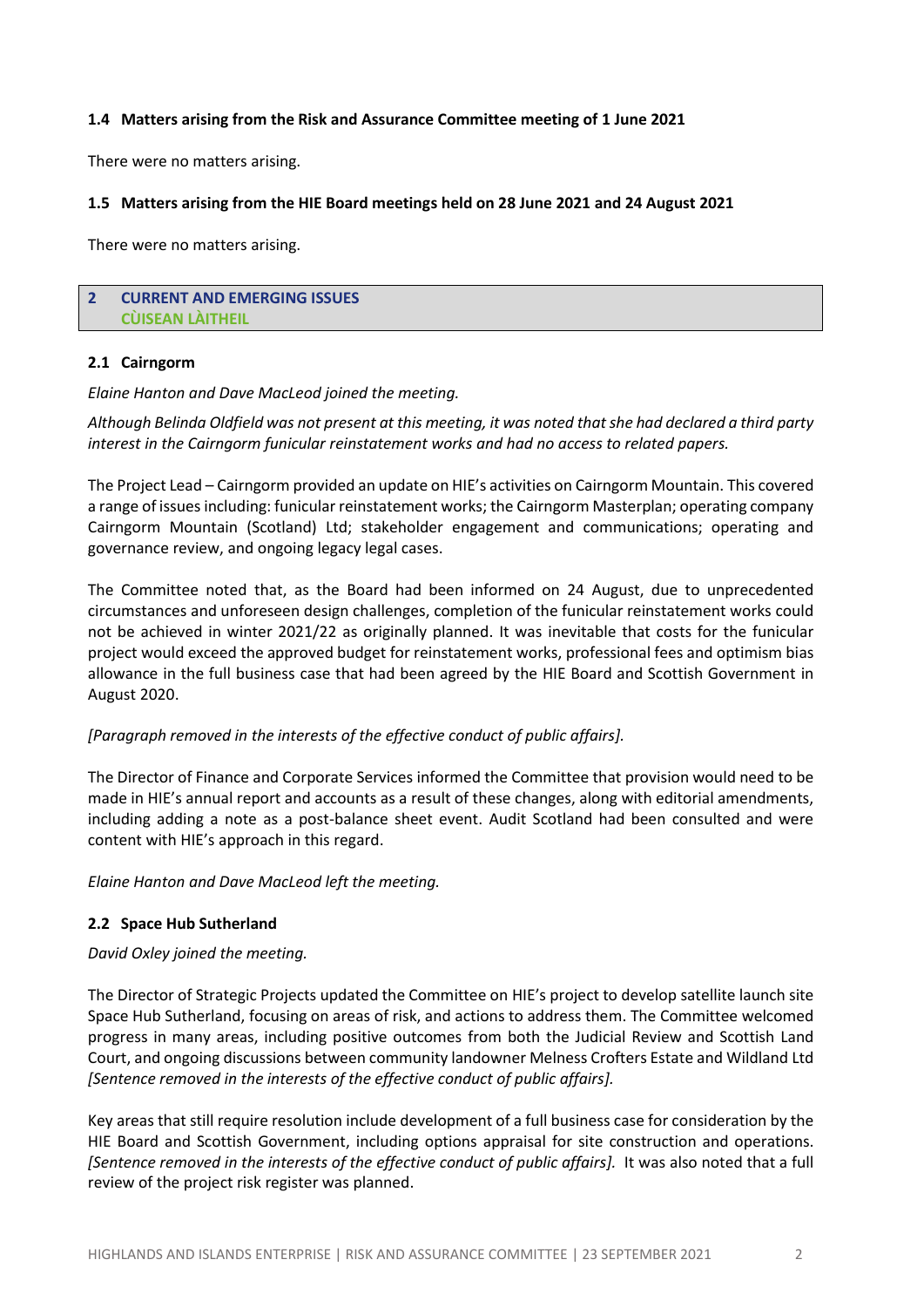### 1.4 Matters arising from the Risk and Assurance Committee meeting of 1 June 2021

There were no matters arising.

### 1.5 Matters arising from the HIE Board meetings held on 28 June 2021 and 24 August 2021

There were no matters arising.

## 2 CURRENT AND EMERGING ISSUES
## CÙISEAN LÀITHEIL

### 2.1 Cairngorm

*Elaine Hanton and Dave MacLeod joined the meeting.*

*Although Belinda Oldfield was not present at this meeting, it was noted that she had declared a third party interest in the Cairngorm funicular reinstatement works and had no access to related papers.*

The Project Lead – Cairngorm provided an update on HIE's activities on Cairngorm Mountain. This covered a range of issues including: funicular reinstatement works; the Cairngorm Masterplan; operating company Cairngorm Mountain (Scotland) Ltd; stakeholder engagement and communications; operating and governance review, and ongoing legacy legal cases.

The Committee noted that, as the Board had been informed on 24 August, due to unprecedented circumstances and unforeseen design challenges, completion of the funicular reinstatement works could not be achieved in winter 2021/22 as originally planned. It was inevitable that costs for the funicular project would exceed the approved budget for reinstatement works, professional fees and optimism bias allowance in the full business case that had been agreed by the HIE Board and Scottish Government in August 2020.

*[Paragraph removed in the interests of the effective conduct of public affairs].*

The Director of Finance and Corporate Services informed the Committee that provision would need to be made in HIE's annual report and accounts as a result of these changes, along with editorial amendments, including adding a note as a post-balance sheet event. Audit Scotland had been consulted and were content with HIE's approach in this regard.

*Elaine Hanton and Dave MacLeod left the meeting.*

### 2.2 Space Hub Sutherland

*David Oxley joined the meeting.*

The Director of Strategic Projects updated the Committee on HIE's project to develop satellite launch site Space Hub Sutherland, focusing on areas of risk, and actions to address them. The Committee welcomed progress in many areas, including positive outcomes from both the Judicial Review and Scottish Land Court, and ongoing discussions between community landowner Melness Crofters Estate and Wildland Ltd *[Sentence removed in the interests of the effective conduct of public affairs].*

Key areas that still require resolution include development of a full business case for consideration by the HIE Board and Scottish Government, including options appraisal for site construction and operations. *[Sentence removed in the interests of the effective conduct of public affairs].* It was also noted that a full review of the project risk register was planned.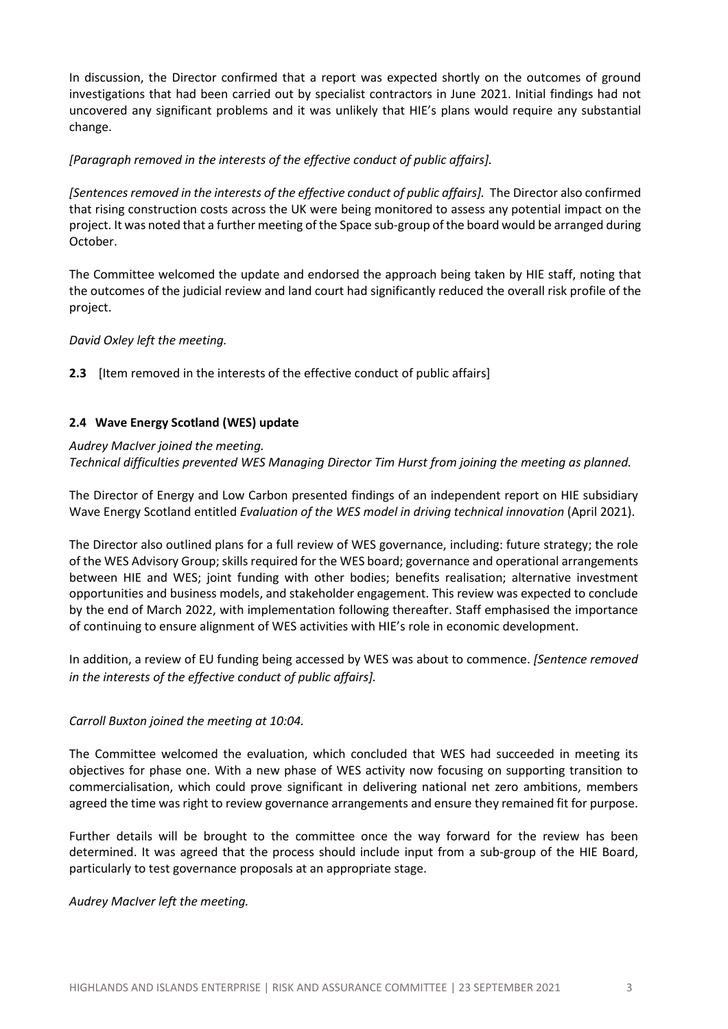In discussion, the Director confirmed that a report was expected shortly on the outcomes of ground investigations that had been carried out by specialist contractors in June 2021. Initial findings had not uncovered any significant problems and it was unlikely that HIE's plans would require any substantial change.

*[Paragraph removed in the interests of the effective conduct of public affairs].*

*[Sentences removed in the interests of the effective conduct of public affairs].* The Director also confirmed that rising construction costs across the UK were being monitored to assess any potential impact on the project. It was noted that a further meeting of the Space sub-group of the board would be arranged during October.

The Committee welcomed the update and endorsed the approach being taken by HIE staff, noting that the outcomes of the judicial review and land court had significantly reduced the overall risk profile of the project.

*David Oxley left the meeting.*

**2.3** [Item removed in the interests of the effective conduct of public affairs]

### 2.4 Wave Energy Scotland (WES) update

*Audrey MacIver joined the meeting.*
*Technical difficulties prevented WES Managing Director Tim Hurst from joining the meeting as planned.*

The Director of Energy and Low Carbon presented findings of an independent report on HIE subsidiary Wave Energy Scotland entitled *Evaluation of the WES model in driving technical innovation* (April 2021).

The Director also outlined plans for a full review of WES governance, including: future strategy; the role of the WES Advisory Group; skills required for the WES board; governance and operational arrangements between HIE and WES; joint funding with other bodies; benefits realisation; alternative investment opportunities and business models, and stakeholder engagement. This review was expected to conclude by the end of March 2022, with implementation following thereafter. Staff emphasised the importance of continuing to ensure alignment of WES activities with HIE's role in economic development.

In addition, a review of EU funding being accessed by WES was about to commence. *[Sentence removed in the interests of the effective conduct of public affairs].*

*Carroll Buxton joined the meeting at 10:04.*

The Committee welcomed the evaluation, which concluded that WES had succeeded in meeting its objectives for phase one. With a new phase of WES activity now focusing on supporting transition to commercialisation, which could prove significant in delivering national net zero ambitions, members agreed the time was right to review governance arrangements and ensure they remained fit for purpose.

Further details will be brought to the committee once the way forward for the review has been determined. It was agreed that the process should include input from a sub-group of the HIE Board, particularly to test governance proposals at an appropriate stage.

*Audrey MacIver left the meeting.*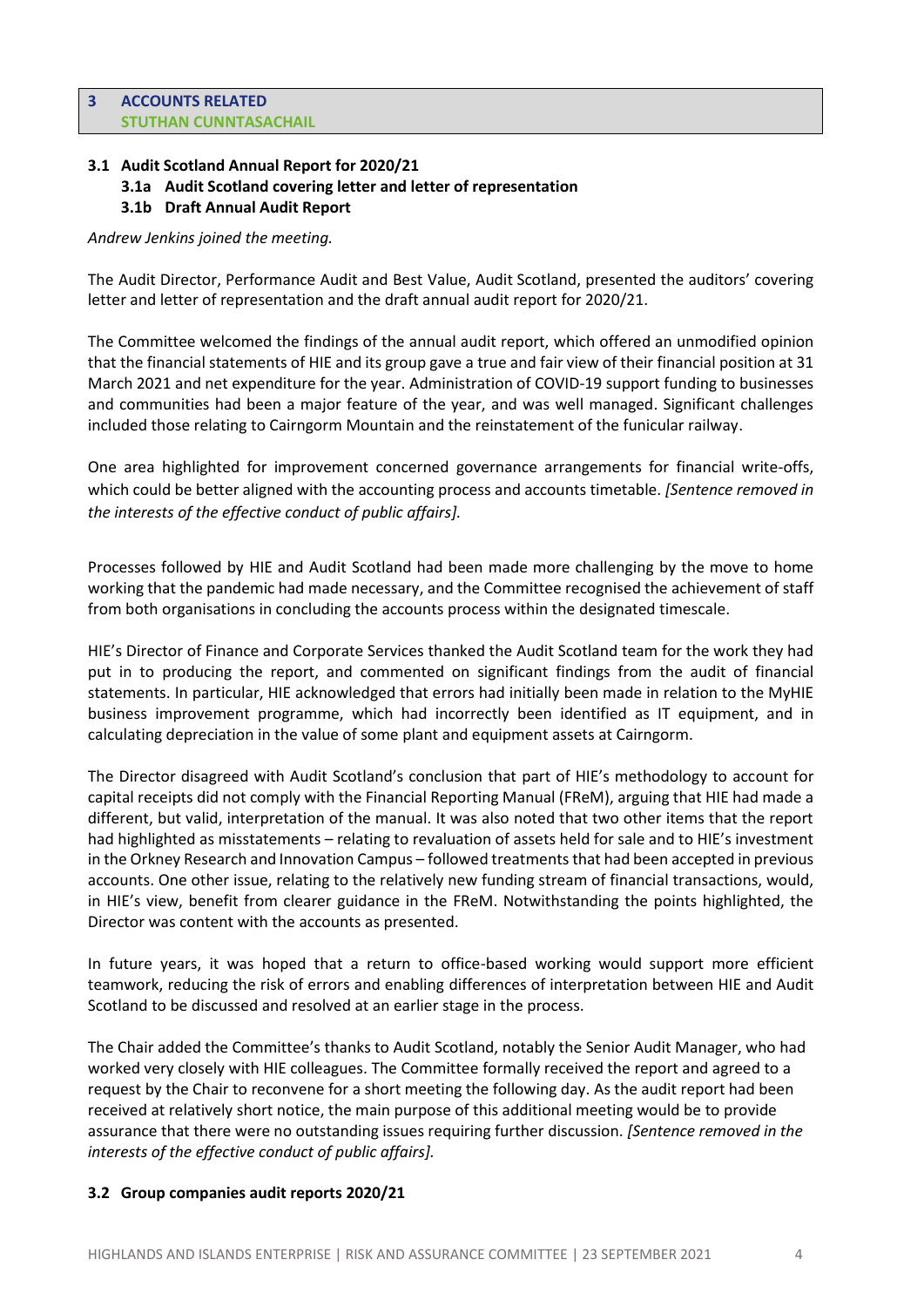## 3 ACCOUNTS RELATED
## STUTHAN CUNNTASACHAIL

### 3.1 Audit Scotland Annual Report for 2020/21

#### 3.1a Audit Scotland covering letter and letter of representation

#### 3.1b Draft Annual Audit Report

*Andrew Jenkins joined the meeting.*

The Audit Director, Performance Audit and Best Value, Audit Scotland, presented the auditors' covering letter and letter of representation and the draft annual audit report for 2020/21.

The Committee welcomed the findings of the annual audit report, which offered an unmodified opinion that the financial statements of HIE and its group gave a true and fair view of their financial position at 31 March 2021 and net expenditure for the year. Administration of COVID-19 support funding to businesses and communities had been a major feature of the year, and was well managed. Significant challenges included those relating to Cairngorm Mountain and the reinstatement of the funicular railway.

One area highlighted for improvement concerned governance arrangements for financial write-offs, which could be better aligned with the accounting process and accounts timetable. *[Sentence removed in the interests of the effective conduct of public affairs].*

Processes followed by HIE and Audit Scotland had been made more challenging by the move to home working that the pandemic had made necessary, and the Committee recognised the achievement of staff from both organisations in concluding the accounts process within the designated timescale.

HIE's Director of Finance and Corporate Services thanked the Audit Scotland team for the work they had put in to producing the report, and commented on significant findings from the audit of financial statements. In particular, HIE acknowledged that errors had initially been made in relation to the MyHIE business improvement programme, which had incorrectly been identified as IT equipment, and in calculating depreciation in the value of some plant and equipment assets at Cairngorm.

The Director disagreed with Audit Scotland's conclusion that part of HIE's methodology to account for capital receipts did not comply with the Financial Reporting Manual (FReM), arguing that HIE had made a different, but valid, interpretation of the manual. It was also noted that two other items that the report had highlighted as misstatements – relating to revaluation of assets held for sale and to HIE's investment in the Orkney Research and Innovation Campus – followed treatments that had been accepted in previous accounts. One other issue, relating to the relatively new funding stream of financial transactions, would, in HIE's view, benefit from clearer guidance in the FReM. Notwithstanding the points highlighted, the Director was content with the accounts as presented.

In future years, it was hoped that a return to office-based working would support more efficient teamwork, reducing the risk of errors and enabling differences of interpretation between HIE and Audit Scotland to be discussed and resolved at an earlier stage in the process.

The Chair added the Committee's thanks to Audit Scotland, notably the Senior Audit Manager, who had worked very closely with HIE colleagues. The Committee formally received the report and agreed to a request by the Chair to reconvene for a short meeting the following day. As the audit report had been received at relatively short notice, the main purpose of this additional meeting would be to provide assurance that there were no outstanding issues requiring further discussion. *[Sentence removed in the interests of the effective conduct of public affairs].*

### 3.2 Group companies audit reports 2020/21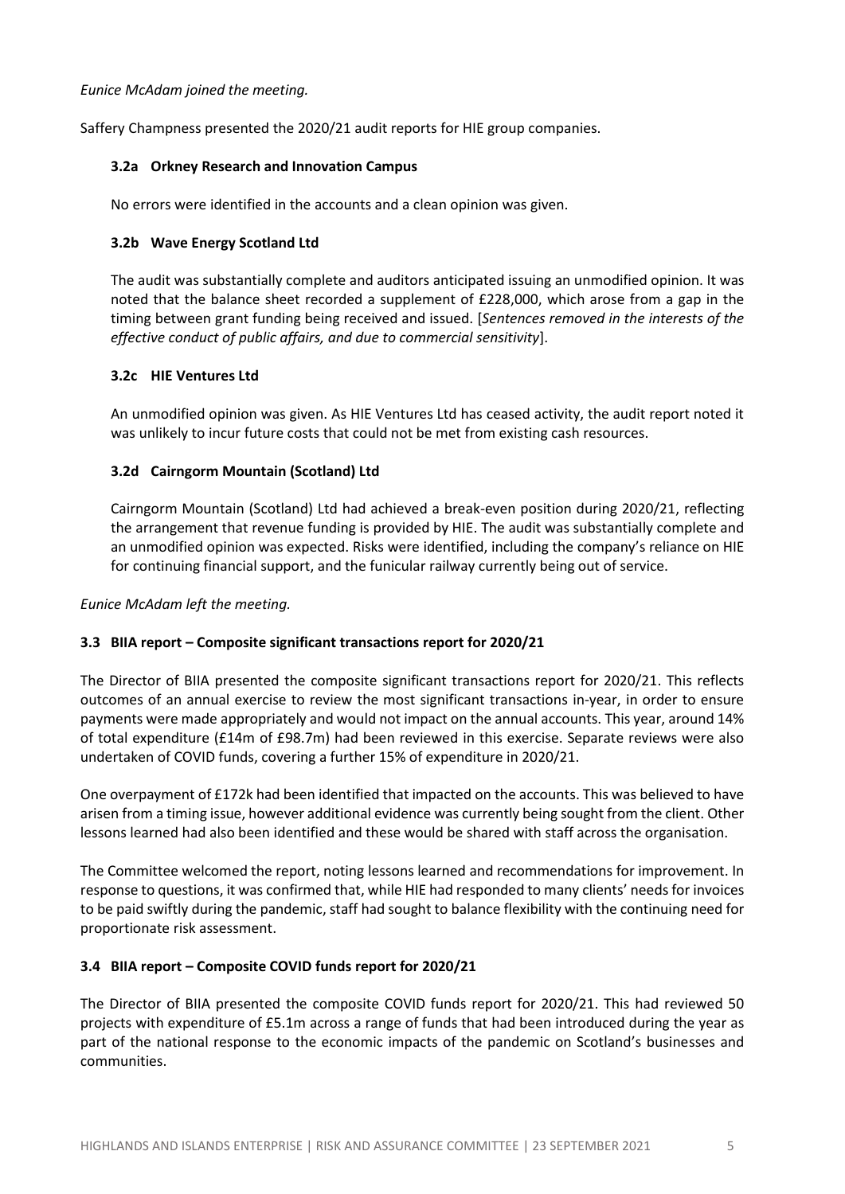*Eunice McAdam joined the meeting.*

Saffery Champness presented the 2020/21 audit reports for HIE group companies.

#### 3.2a Orkney Research and Innovation Campus

No errors were identified in the accounts and a clean opinion was given.

#### 3.2b Wave Energy Scotland Ltd

The audit was substantially complete and auditors anticipated issuing an unmodified opinion. It was noted that the balance sheet recorded a supplement of £228,000, which arose from a gap in the timing between grant funding being received and issued. [*Sentences removed in the interests of the effective conduct of public affairs, and due to commercial sensitivity*].

#### 3.2c HIE Ventures Ltd

An unmodified opinion was given. As HIE Ventures Ltd has ceased activity, the audit report noted it was unlikely to incur future costs that could not be met from existing cash resources.

#### 3.2d Cairngorm Mountain (Scotland) Ltd

Cairngorm Mountain (Scotland) Ltd had achieved a break-even position during 2020/21, reflecting the arrangement that revenue funding is provided by HIE. The audit was substantially complete and an unmodified opinion was expected. Risks were identified, including the company's reliance on HIE for continuing financial support, and the funicular railway currently being out of service.

*Eunice McAdam left the meeting.*

### 3.3 BIIA report – Composite significant transactions report for 2020/21

The Director of BIIA presented the composite significant transactions report for 2020/21. This reflects outcomes of an annual exercise to review the most significant transactions in-year, in order to ensure payments were made appropriately and would not impact on the annual accounts. This year, around 14% of total expenditure (£14m of £98.7m) had been reviewed in this exercise. Separate reviews were also undertaken of COVID funds, covering a further 15% of expenditure in 2020/21.

One overpayment of £172k had been identified that impacted on the accounts. This was believed to have arisen from a timing issue, however additional evidence was currently being sought from the client. Other lessons learned had also been identified and these would be shared with staff across the organisation.

The Committee welcomed the report, noting lessons learned and recommendations for improvement. In response to questions, it was confirmed that, while HIE had responded to many clients' needs for invoices to be paid swiftly during the pandemic, staff had sought to balance flexibility with the continuing need for proportionate risk assessment.

### 3.4 BIIA report – Composite COVID funds report for 2020/21

The Director of BIIA presented the composite COVID funds report for 2020/21. This had reviewed 50 projects with expenditure of £5.1m across a range of funds that had been introduced during the year as part of the national response to the economic impacts of the pandemic on Scotland's businesses and communities.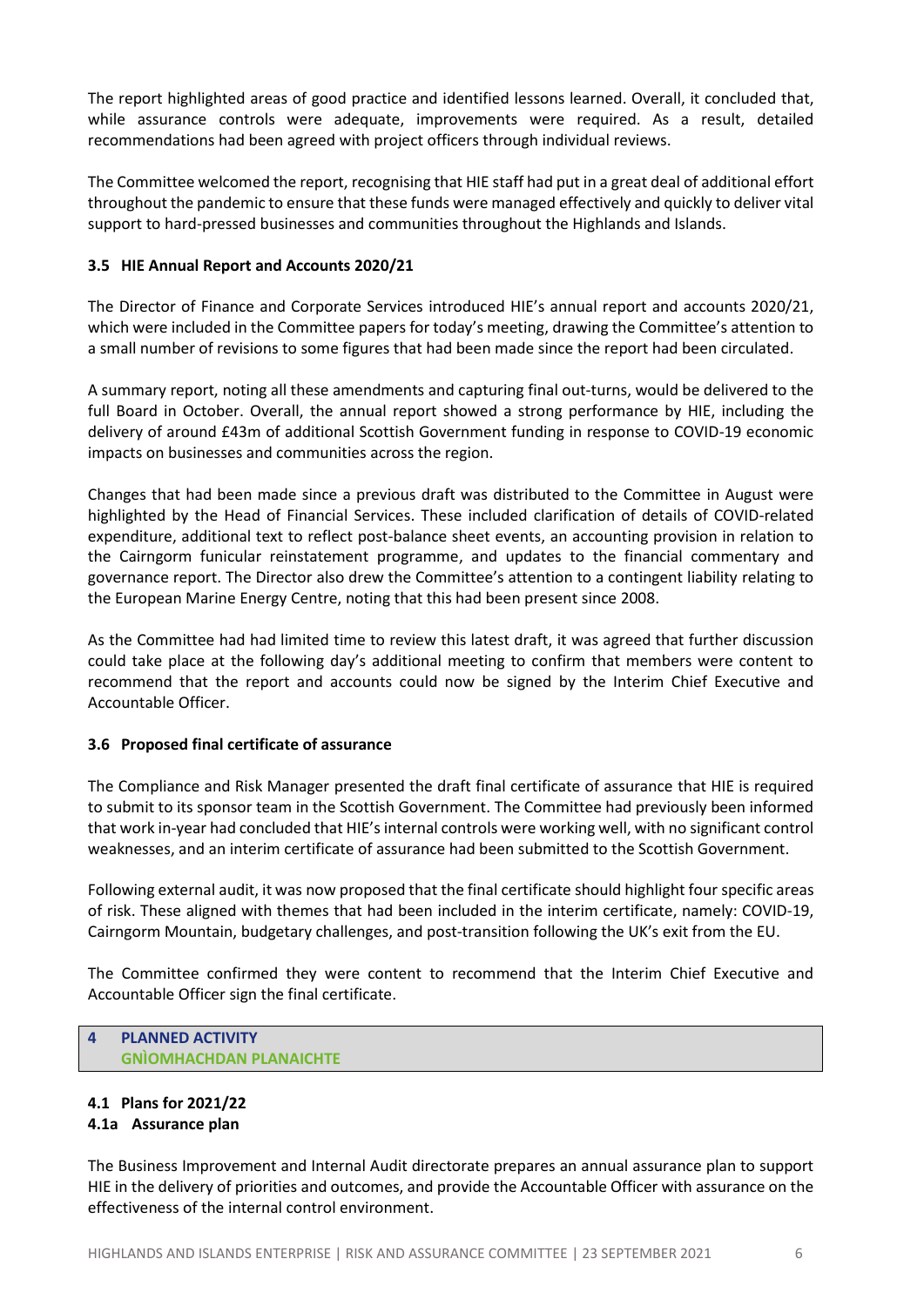The report highlighted areas of good practice and identified lessons learned. Overall, it concluded that, while assurance controls were adequate, improvements were required. As a result, detailed recommendations had been agreed with project officers through individual reviews.

The Committee welcomed the report, recognising that HIE staff had put in a great deal of additional effort throughout the pandemic to ensure that these funds were managed effectively and quickly to deliver vital support to hard-pressed businesses and communities throughout the Highlands and Islands.

### 3.5 HIE Annual Report and Accounts 2020/21

The Director of Finance and Corporate Services introduced HIE's annual report and accounts 2020/21, which were included in the Committee papers for today's meeting, drawing the Committee's attention to a small number of revisions to some figures that had been made since the report had been circulated.

A summary report, noting all these amendments and capturing final out-turns, would be delivered to the full Board in October. Overall, the annual report showed a strong performance by HIE, including the delivery of around £43m of additional Scottish Government funding in response to COVID-19 economic impacts on businesses and communities across the region.

Changes that had been made since a previous draft was distributed to the Committee in August were highlighted by the Head of Financial Services. These included clarification of details of COVID-related expenditure, additional text to reflect post-balance sheet events, an accounting provision in relation to the Cairngorm funicular reinstatement programme, and updates to the financial commentary and governance report. The Director also drew the Committee's attention to a contingent liability relating to the European Marine Energy Centre, noting that this had been present since 2008.

As the Committee had had limited time to review this latest draft, it was agreed that further discussion could take place at the following day's additional meeting to confirm that members were content to recommend that the report and accounts could now be signed by the Interim Chief Executive and Accountable Officer.

### 3.6 Proposed final certificate of assurance

The Compliance and Risk Manager presented the draft final certificate of assurance that HIE is required to submit to its sponsor team in the Scottish Government. The Committee had previously been informed that work in-year had concluded that HIE's internal controls were working well, with no significant control weaknesses, and an interim certificate of assurance had been submitted to the Scottish Government.

Following external audit, it was now proposed that the final certificate should highlight four specific areas of risk. These aligned with themes that had been included in the interim certificate, namely: COVID-19, Cairngorm Mountain, budgetary challenges, and post-transition following the UK's exit from the EU.

The Committee confirmed they were content to recommend that the Interim Chief Executive and Accountable Officer sign the final certificate.

## 4 PLANNED ACTIVITY
## GNÌOMHACHDAN PLANAICHTE

### 4.1 Plans for 2021/22
#### 4.1a Assurance plan

The Business Improvement and Internal Audit directorate prepares an annual assurance plan to support HIE in the delivery of priorities and outcomes, and provide the Accountable Officer with assurance on the effectiveness of the internal control environment.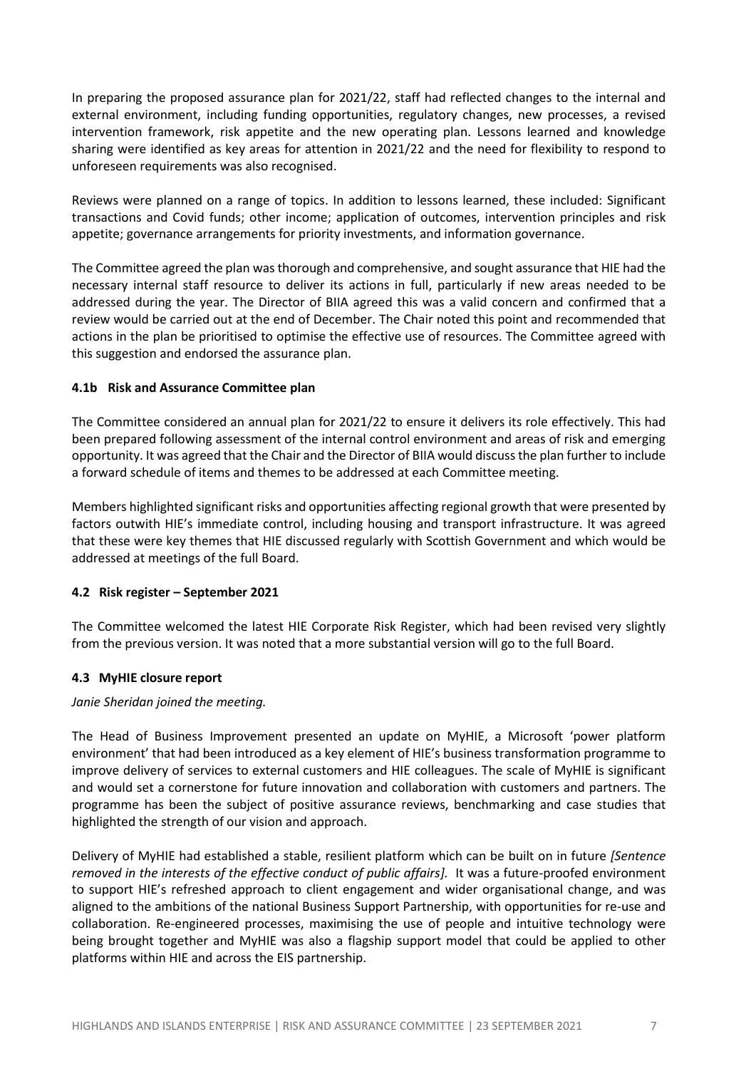In preparing the proposed assurance plan for 2021/22, staff had reflected changes to the internal and external environment, including funding opportunities, regulatory changes, new processes, a revised intervention framework, risk appetite and the new operating plan. Lessons learned and knowledge sharing were identified as key areas for attention in 2021/22 and the need for flexibility to respond to unforeseen requirements was also recognised.

Reviews were planned on a range of topics. In addition to lessons learned, these included: Significant transactions and Covid funds; other income; application of outcomes, intervention principles and risk appetite; governance arrangements for priority investments, and information governance.

The Committee agreed the plan was thorough and comprehensive, and sought assurance that HIE had the necessary internal staff resource to deliver its actions in full, particularly if new areas needed to be addressed during the year. The Director of BIIA agreed this was a valid concern and confirmed that a review would be carried out at the end of December. The Chair noted this point and recommended that actions in the plan be prioritised to optimise the effective use of resources. The Committee agreed with this suggestion and endorsed the assurance plan.

#### 4.1b Risk and Assurance Committee plan

The Committee considered an annual plan for 2021/22 to ensure it delivers its role effectively. This had been prepared following assessment of the internal control environment and areas of risk and emerging opportunity. It was agreed that the Chair and the Director of BIIA would discuss the plan further to include a forward schedule of items and themes to be addressed at each Committee meeting.

Members highlighted significant risks and opportunities affecting regional growth that were presented by factors outwith HIE's immediate control, including housing and transport infrastructure. It was agreed that these were key themes that HIE discussed regularly with Scottish Government and which would be addressed at meetings of the full Board.

#### 4.2 Risk register – September 2021

The Committee welcomed the latest HIE Corporate Risk Register, which had been revised very slightly from the previous version. It was noted that a more substantial version will go to the full Board.

#### 4.3 MyHIE closure report

*Janie Sheridan joined the meeting.*

The Head of Business Improvement presented an update on MyHIE, a Microsoft 'power platform environment' that had been introduced as a key element of HIE's business transformation programme to improve delivery of services to external customers and HIE colleagues. The scale of MyHIE is significant and would set a cornerstone for future innovation and collaboration with customers and partners. The programme has been the subject of positive assurance reviews, benchmarking and case studies that highlighted the strength of our vision and approach.

Delivery of MyHIE had established a stable, resilient platform which can be built on in future *[Sentence removed in the interests of the effective conduct of public affairs].* It was a future-proofed environment to support HIE's refreshed approach to client engagement and wider organisational change, and was aligned to the ambitions of the national Business Support Partnership, with opportunities for re-use and collaboration. Re-engineered processes, maximising the use of people and intuitive technology were being brought together and MyHIE was also a flagship support model that could be applied to other platforms within HIE and across the EIS partnership.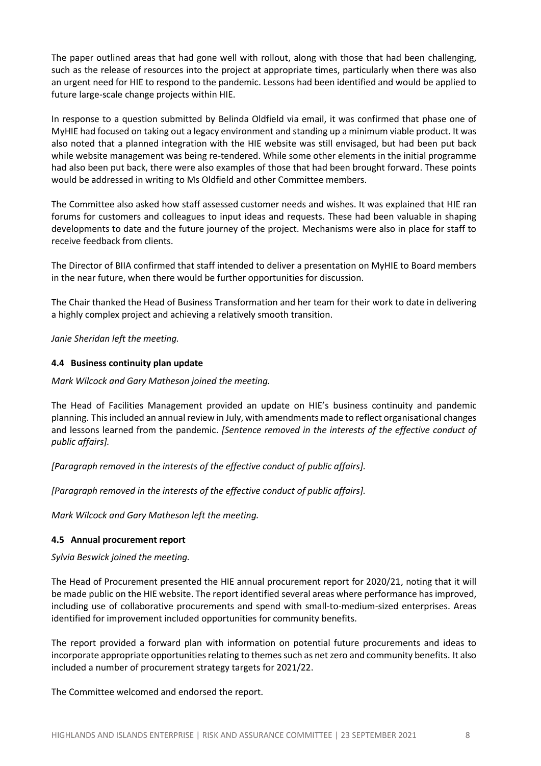The paper outlined areas that had gone well with rollout, along with those that had been challenging, such as the release of resources into the project at appropriate times, particularly when there was also an urgent need for HIE to respond to the pandemic. Lessons had been identified and would be applied to future large-scale change projects within HIE.

In response to a question submitted by Belinda Oldfield via email, it was confirmed that phase one of MyHIE had focused on taking out a legacy environment and standing up a minimum viable product. It was also noted that a planned integration with the HIE website was still envisaged, but had been put back while website management was being re-tendered. While some other elements in the initial programme had also been put back, there were also examples of those that had been brought forward. These points would be addressed in writing to Ms Oldfield and other Committee members.

The Committee also asked how staff assessed customer needs and wishes. It was explained that HIE ran forums for customers and colleagues to input ideas and requests. These had been valuable in shaping developments to date and the future journey of the project. Mechanisms were also in place for staff to receive feedback from clients.

The Director of BIIA confirmed that staff intended to deliver a presentation on MyHIE to Board members in the near future, when there would be further opportunities for discussion.

The Chair thanked the Head of Business Transformation and her team for their work to date in delivering a highly complex project and achieving a relatively smooth transition.

*Janie Sheridan left the meeting.*

#### 4.4 Business continuity plan update

*Mark Wilcock and Gary Matheson joined the meeting.*

The Head of Facilities Management provided an update on HIE's business continuity and pandemic planning. This included an annual review in July, with amendments made to reflect organisational changes and lessons learned from the pandemic. *[Sentence removed in the interests of the effective conduct of public affairs].*

*[Paragraph removed in the interests of the effective conduct of public affairs].*

*[Paragraph removed in the interests of the effective conduct of public affairs].*

*Mark Wilcock and Gary Matheson left the meeting.*

#### 4.5 Annual procurement report

*Sylvia Beswick joined the meeting.*

The Head of Procurement presented the HIE annual procurement report for 2020/21, noting that it will be made public on the HIE website. The report identified several areas where performance has improved, including use of collaborative procurements and spend with small-to-medium-sized enterprises. Areas identified for improvement included opportunities for community benefits.

The report provided a forward plan with information on potential future procurements and ideas to incorporate appropriate opportunities relating to themes such as net zero and community benefits. It also included a number of procurement strategy targets for 2021/22.

The Committee welcomed and endorsed the report.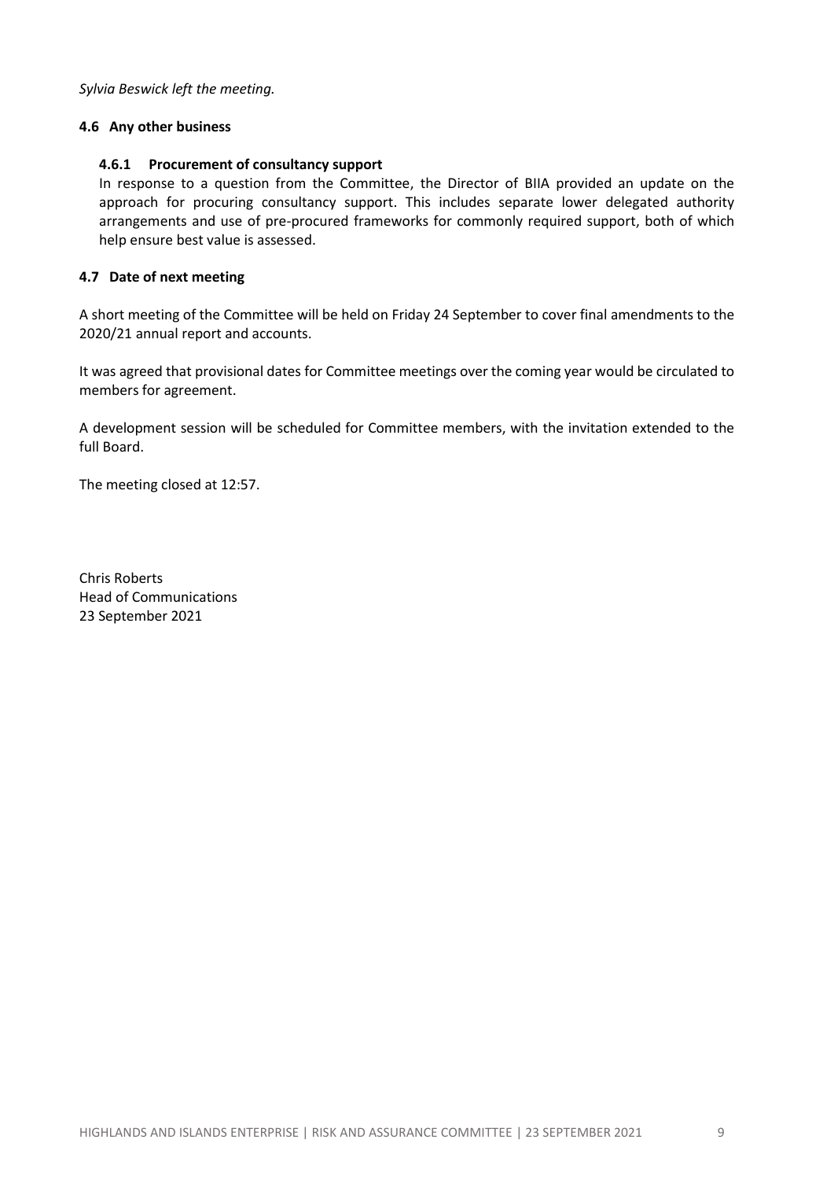*Sylvia Beswick left the meeting.*

### 4.6 Any other business

#### 4.6.1 Procurement of consultancy support

In response to a question from the Committee, the Director of BIIA provided an update on the approach for procuring consultancy support. This includes separate lower delegated authority arrangements and use of pre-procured frameworks for commonly required support, both of which help ensure best value is assessed.

### 4.7 Date of next meeting

A short meeting of the Committee will be held on Friday 24 September to cover final amendments to the 2020/21 annual report and accounts.

It was agreed that provisional dates for Committee meetings over the coming year would be circulated to members for agreement.

A development session will be scheduled for Committee members, with the invitation extended to the full Board.

The meeting closed at 12:57.

Chris Roberts
Head of Communications
23 September 2021